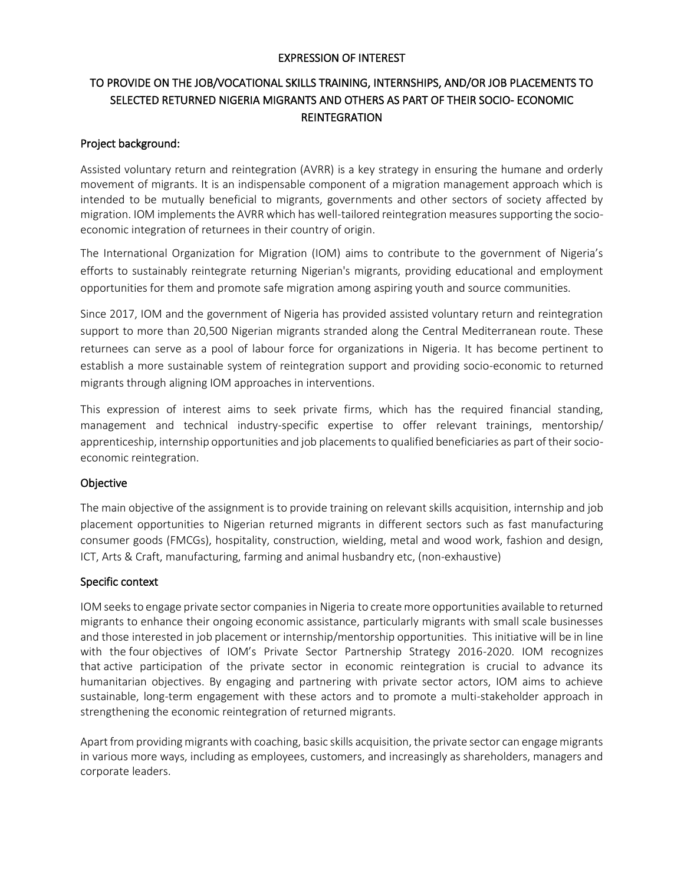# EXPRESSION OF INTEREST

## TO PROVIDE ON THE JOB/VOCATIONAL SKILLS TRAINING, INTERNSHIPS, AND/OR JOB PLACEMENTS TO SELECTED RETURNED NIGERIA MIGRANTS AND OTHERS AS PART OF THEIR SOCIO- ECONOMIC REINTEGRATION

### Project background:

Assisted voluntary return and reintegration (AVRR) is a key strategy in ensuring the humane and orderly movement of migrants. It is an indispensable component of a migration management approach which is intended to be mutually beneficial to migrants, governments and other sectors of society affected by migration. IOM implements the AVRR which has well-tailored reintegration measures supporting the socio-economic integration of returnees in their country of origin.

The International Organization for Migration (IOM) aims to contribute to the government of Nigeria's efforts to sustainably reintegrate returning Nigerian's migrants, providing educational and employment opportunities for them and promote safe migration among aspiring youth and source communities.

Since 2017, IOM and the government of Nigeria has provided assisted voluntary return and reintegration support to more than 20,500 Nigerian migrants stranded along the Central Mediterranean route. These returnees can serve as a pool of labour force for organizations in Nigeria. It has become pertinent to establish a more sustainable system of reintegration support and providing socio-economic to returned migrants through aligning IOM approaches in interventions.

This expression of interest aims to seek private firms, which has the required financial standing, management and technical industry-specific expertise to offer relevant trainings, mentorship/ apprenticeship, internship opportunities and job placements to qualified beneficiaries as part of their socio-economic reintegration.

### Objective

The main objective of the assignment is to provide training on relevant skills acquisition, internship and job placement opportunities to Nigerian returned migrants in different sectors such as fast manufacturing consumer goods (FMCGs), hospitality, construction, wielding, metal and wood work, fashion and design, ICT, Arts & Craft, manufacturing, farming and animal husbandry etc, (non-exhaustive)

### Specific context

IOM seeks to engage private sector companies in Nigeria to create more opportunities available to returned migrants to enhance their ongoing economic assistance, particularly migrants with small scale businesses and those interested in job placement or internship/mentorship opportunities. This initiative will be in line with the four objectives of IOM's Private Sector Partnership Strategy 2016-2020. IOM recognizes that active participation of the private sector in economic reintegration is crucial to advance its humanitarian objectives. By engaging and partnering with private sector actors, IOM aims to achieve sustainable, long-term engagement with these actors and to promote a multi-stakeholder approach in strengthening the economic reintegration of returned migrants.

Apart from providing migrants with coaching, basic skills acquisition, the private sector can engage migrants in various more ways, including as employees, customers, and increasingly as shareholders, managers and corporate leaders.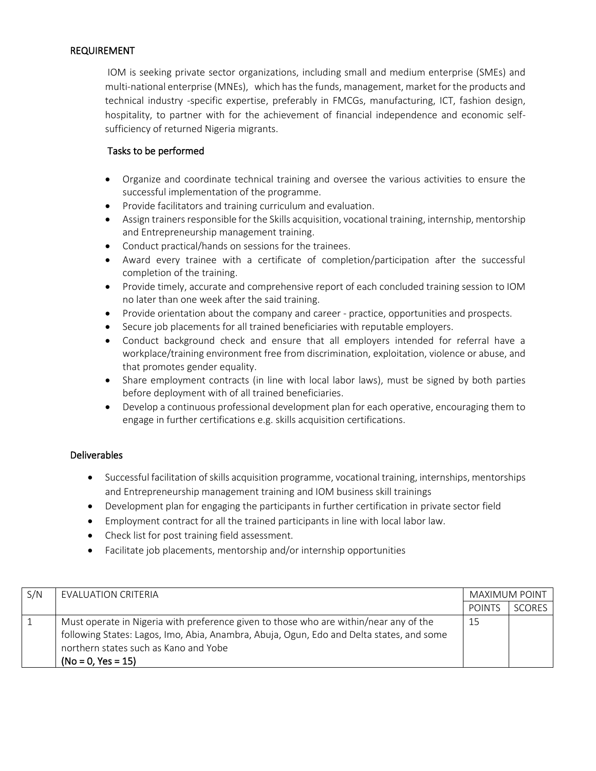## REQUIREMENT

IOM is seeking private sector organizations, including small and medium enterprise (SMEs) and multi-national enterprise (MNEs), which has the funds, management, market for the products and technical industry -specific expertise, preferably in FMCGs, manufacturing, ICT, fashion design, hospitality, to partner with for the achievement of financial independence and economic self-sufficiency of returned Nigeria migrants.

### Tasks to be performed

- Organize and coordinate technical training and oversee the various activities to ensure the successful implementation of the programme.
- Provide facilitators and training curriculum and evaluation.
- Assign trainers responsible for the Skills acquisition, vocational training, internship, mentorship and Entrepreneurship management training.
- Conduct practical/hands on sessions for the trainees.
- Award every trainee with a certificate of completion/participation after the successful completion of the training.
- Provide timely, accurate and comprehensive report of each concluded training session to IOM no later than one week after the said training.
- Provide orientation about the company and career - practice, opportunities and prospects.
- Secure job placements for all trained beneficiaries with reputable employers.
- Conduct background check and ensure that all employers intended for referral have a workplace/training environment free from discrimination, exploitation, violence or abuse, and that promotes gender equality.
- Share employment contracts (in line with local labor laws), must be signed by both parties before deployment with of all trained beneficiaries.
- Develop a continuous professional development plan for each operative, encouraging them to engage in further certifications e.g. skills acquisition certifications.

## Deliverables

- Successful facilitation of skills acquisition programme, vocational training, internships, mentorships and Entrepreneurship management training and IOM business skill trainings
- Development plan for engaging the participants in further certification in private sector field
- Employment contract for all the trained participants in line with local labor law.
- Check list for post training field assessment.
- Facilitate job placements, mentorship and/or internship opportunities

| S/N | EVALUATION CRITERIA | MAXIMUM POINT | |
|---|---|---|---|
| | | POINTS | SCORES |
| 1 | Must operate in Nigeria with preference given to those who are within/near any of the following States: Lagos, Imo, Abia, Anambra, Abuja, Ogun, Edo and Delta states, and some northern states such as Kano and Yobe **(No = 0, Yes = 15)** | 15 | |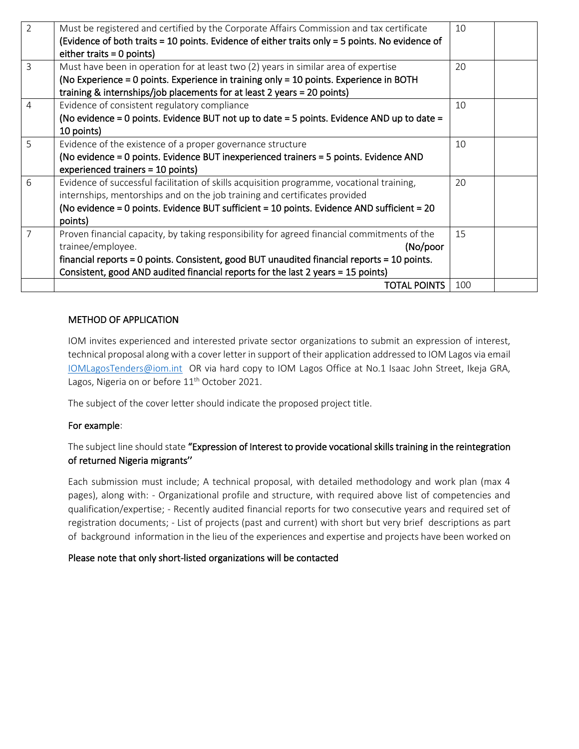| | | | |
|---|---|---|---|
| 2 | Must be registered and certified by the Corporate Affairs Commission and tax certificate **(Evidence of both traits = 10 points. Evidence of either traits only = 5 points. No evidence of either traits = 0 points)** | 10 | |
| 3 | Must have been in operation for at least two (2) years in similar area of expertise **(No Experience = 0 points. Experience in training only = 10 points. Experience in BOTH training & internships/job placements for at least 2 years = 20 points)** | 20 | |
| 4 | Evidence of consistent regulatory compliance **(No evidence = 0 points. Evidence BUT not up to date = 5 points. Evidence AND up to date = 10 points)** | 10 | |
| 5 | Evidence of the existence of a proper governance structure **(No evidence = 0 points. Evidence BUT inexperienced trainers = 5 points. Evidence AND experienced trainers = 10 points)** | 10 | |
| 6 | Evidence of successful facilitation of skills acquisition programme, vocational training, internships, mentorships and on the job training and certificates provided **(No evidence = 0 points. Evidence BUT sufficient = 10 points. Evidence AND sufficient = 20 points)** | 20 | |
| 7 | Proven financial capacity, by taking responsibility for agreed financial commitments of the trainee/employee. **(No/poor financial reports = 0 points. Consistent, good BUT unaudited financial reports = 10 points. Consistent, good AND audited financial reports for the last 2 years = 15 points)** | 15 | |
| | TOTAL POINTS | 100 | |

METHOD OF APPLICATION

IOM invites experienced and interested private sector organizations to submit an expression of interest, technical proposal along with a cover letter in support of their application addressed to IOM Lagos via email IOMLagosTenders@iom.int OR via hard copy to IOM Lagos Office at No.1 Isaac John Street, Ikeja GRA, Lagos, Nigeria on or before 11th October 2021.

The subject of the cover letter should indicate the proposed project title.

For example:

The subject line should state **"Expression of Interest to provide vocational skills training in the reintegration of returned Nigeria migrants''**

Each submission must include; A technical proposal, with detailed methodology and work plan (max 4 pages), along with: - Organizational profile and structure, with required above list of competencies and qualification/expertise; - Recently audited financial reports for two consecutive years and required set of registration documents; - List of projects (past and current) with short but very brief descriptions as part of background information in the lieu of the experiences and expertise and projects have been worked on

Please note that only short-listed organizations will be contacted